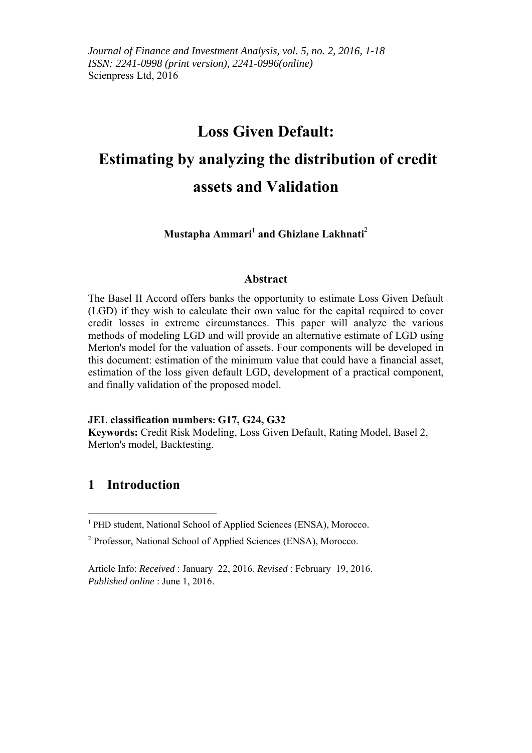# Loss Given Default: Estimating by analyzing the distribution of credit assets and Validation

**Mustapha Ammari[1] and Ghizlane Lakhnati[2]**

## Abstract

The Basel II Accord offers banks the opportunity to estimate Loss Given Default (LGD) if they wish to calculate their own value for the capital required to cover credit losses in extreme circumstances. This paper will analyze the various methods of modeling LGD and will provide an alternative estimate of LGD using Merton's model for the valuation of assets. Four components will be developed in this document: estimation of the minimum value that could have a financial asset, estimation of the loss given default LGD, development of a practical component, and finally validation of the proposed model.

**JEL classification numbers: G17, G24, G32**
**Keywords:** Credit Risk Modeling, Loss Given Default, Rating Model, Basel 2, Merton's model, Backtesting.

## 1 Introduction

---

[1] PHD student, National School of Applied Sciences (ENSA), Morocco.

[2] Professor, National School of Applied Sciences (ENSA), Morocco.

Article Info: *Received* : January 22, 2016. *Revised* : February 19, 2016.
*Published online* : June 1, 2016.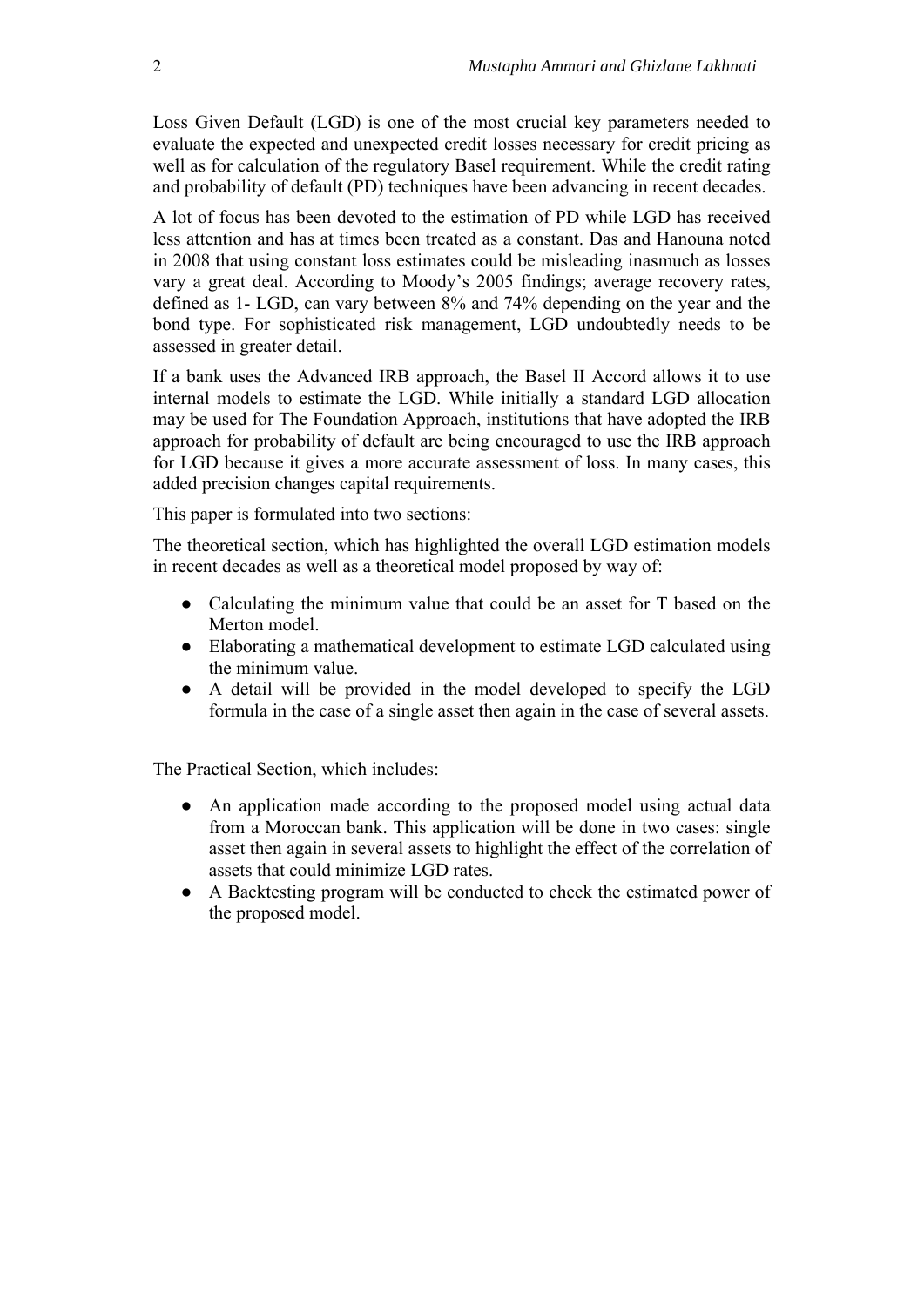Loss Given Default (LGD) is one of the most crucial key parameters needed to evaluate the expected and unexpected credit losses necessary for credit pricing as well as for calculation of the regulatory Basel requirement. While the credit rating and probability of default (PD) techniques have been advancing in recent decades.

A lot of focus has been devoted to the estimation of PD while LGD has received less attention and has at times been treated as a constant. Das and Hanouna noted in 2008 that using constant loss estimates could be misleading inasmuch as losses vary a great deal. According to Moody's 2005 findings; average recovery rates, defined as 1- LGD, can vary between 8% and 74% depending on the year and the bond type. For sophisticated risk management, LGD undoubtedly needs to be assessed in greater detail.

If a bank uses the Advanced IRB approach, the Basel II Accord allows it to use internal models to estimate the LGD. While initially a standard LGD allocation may be used for The Foundation Approach, institutions that have adopted the IRB approach for probability of default are being encouraged to use the IRB approach for LGD because it gives a more accurate assessment of loss. In many cases, this added precision changes capital requirements.

This paper is formulated into two sections:

The theoretical section, which has highlighted the overall LGD estimation models in recent decades as well as a theoretical model proposed by way of:

- Calculating the minimum value that could be an asset for T based on the Merton model.
- Elaborating a mathematical development to estimate LGD calculated using the minimum value.
- A detail will be provided in the model developed to specify the LGD formula in the case of a single asset then again in the case of several assets.

The Practical Section, which includes:

- An application made according to the proposed model using actual data from a Moroccan bank. This application will be done in two cases: single asset then again in several assets to highlight the effect of the correlation of assets that could minimize LGD rates.
- A Backtesting program will be conducted to check the estimated power of the proposed model.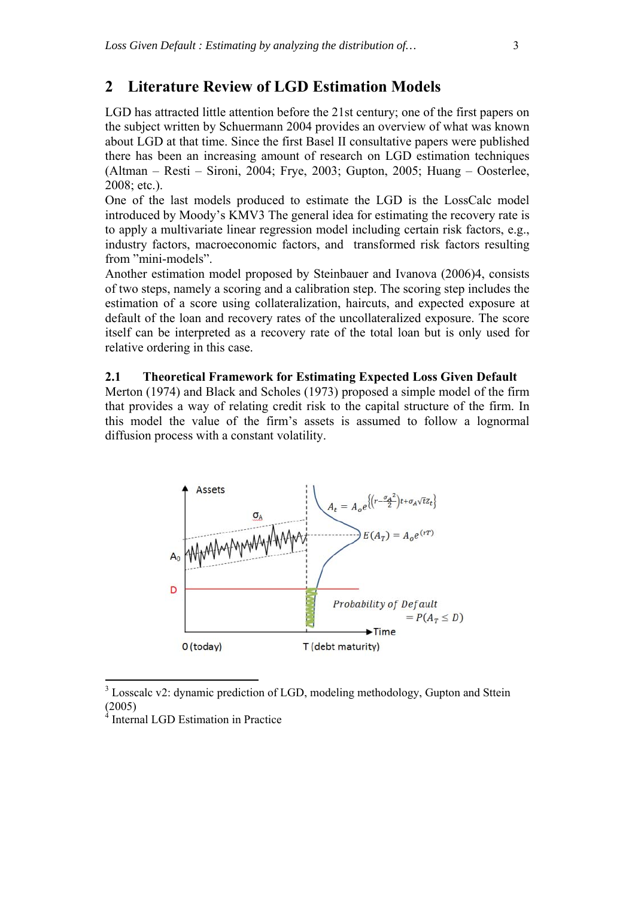## 2 Literature Review of LGD Estimation Models

LGD has attracted little attention before the 21st century; one of the first papers on the subject written by Schuermann 2004 provides an overview of what was known about LGD at that time. Since the first Basel II consultative papers were published there has been an increasing amount of research on LGD estimation techniques (Altman – Resti – Sironi, 2004; Frye, 2003; Gupton, 2005; Huang – Oosterlee, 2008; etc.).

One of the last models produced to estimate the LGD is the LossCalc model introduced by Moody's KMV[3] The general idea for estimating the recovery rate is to apply a multivariate linear regression model including certain risk factors, e.g., industry factors, macroeconomic factors, and transformed risk factors resulting from "mini-models".

Another estimation model proposed by Steinbauer and Ivanova (2006)[4], consists of two steps, namely a scoring and a calibration step. The scoring step includes the estimation of a score using collateralization, haircuts, and expected exposure at default of the loan and recovery rates of the uncollateralized exposure. The score itself can be interpreted as a recovery rate of the total loan but is only used for relative ordering in this case.

### 2.1 Theoretical Framework for Estimating Expected Loss Given Default

Merton (1974) and Black and Scholes (1973) proposed a simple model of the firm that provides a way of relating credit risk to the capital structure of the firm. In this model the value of the firm's assets is assumed to follow a lognormal diffusion process with a constant volatility.

[3] Losscalc v2: dynamic prediction of LGD, modeling methodology, Gupton and Sttein (2005)

[4] Internal LGD Estimation in Practice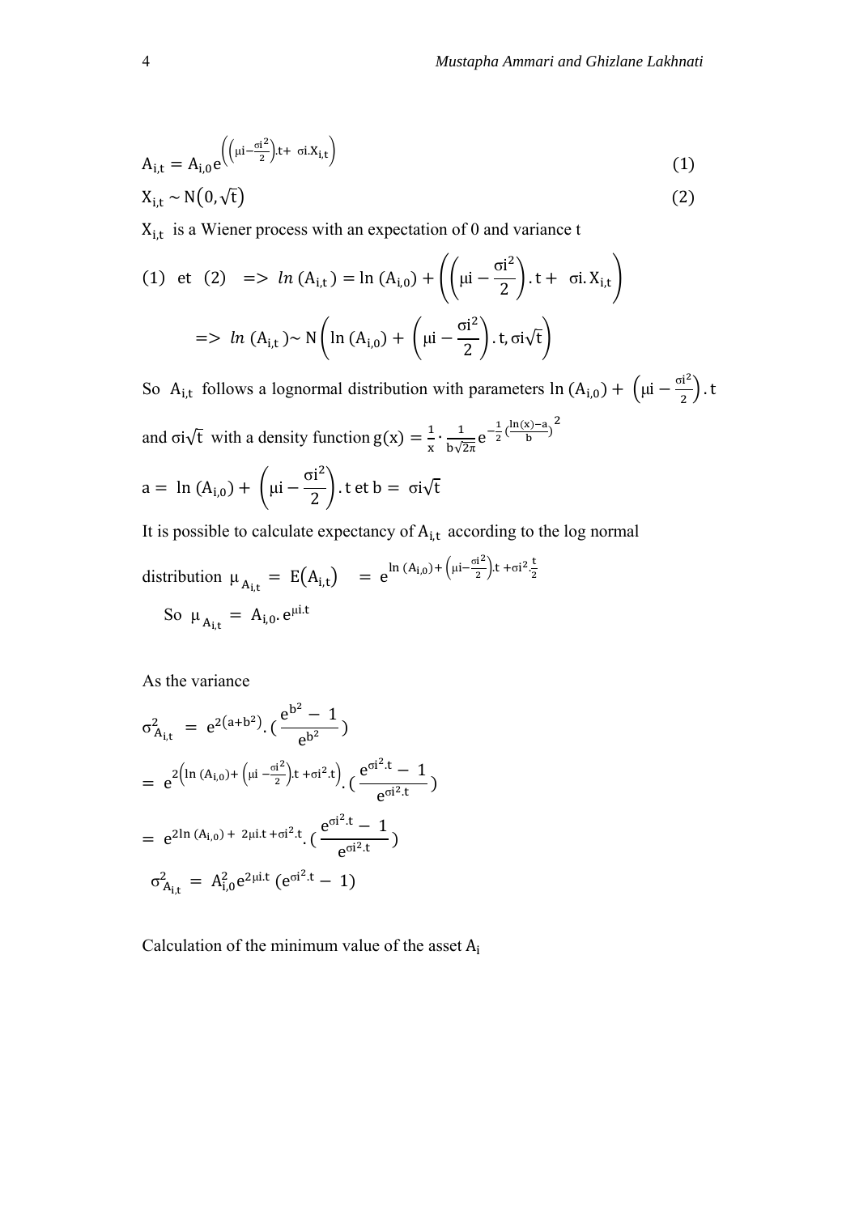$$A_{i,t} = A_{i,0} e^{\left(\left(\mu i - \frac{\sigma i^2}{2}\right).t + \sigma i . X_{i,t}\right)} \tag{1}$$

$$X_{i,t} \sim N\left(0, \sqrt{t}\right) \tag{2}$$

$X_{i,t}$ is a Wiener process with an expectation of 0 and variance t

$$(1) \text{ et } (2) \Rightarrow ln\left(A_{i,t}\right) = \ln\left(A_{i,0}\right) + \left(\left(\mu i - \frac{\sigma i^2}{2}\right).t + \sigma i . X_{i,t}\right)$$

$$\Rightarrow ln\left(A_{i,t}\right) \sim N\left(\ln\left(A_{i,0}\right) + \left(\mu i - \frac{\sigma i^2}{2}\right).t, \sigma i \sqrt{t}\right)$$

So $A_{i,t}$ follows a lognormal distribution with parameters $\ln\left(A_{i,0}\right) + \left(\mu i - \frac{\sigma i^2}{2}\right).t$ and $\sigma i \sqrt{t}$ with a density function $g(x) = \frac{1}{x} \cdot \frac{1}{b\sqrt{2\pi}} e^{-\frac{1}{2}\left(\frac{\ln(x)-a}{b}\right)^2}$

$$a = \ln\left(A_{i,0}\right) + \left(\mu i - \frac{\sigma i^2}{2}\right).t \text{ et } b = \sigma i \sqrt{t}$$

It is possible to calculate expectancy of $A_{i,t}$ according to the log normal distribution $\mu_{A_{i,t}} = E\left(A_{i,t}\right) = e^{\ln\left(A_{i,0}\right) + \left(\mu i - \frac{\sigma i^2}{2}\right).t + \sigma i^2 . \frac{t}{2}}$

So $\mu_{A_{i,t}} = A_{i,0} . e^{\mu i . t}$

As the variance

$$\sigma^2_{A_{i,t}} = e^{2\left(a+b^2\right)} . \left(\frac{e^{b^2} - 1}{e^{b^2}}\right)$$

$$= e^{2\left(\ln\left(A_{i,0}\right) + \left(\mu i - \frac{\sigma i^2}{2}\right).t + \sigma i^2 . t\right)} . \left(\frac{e^{\sigma i^2 . t} - 1}{e^{\sigma i^2 . t}}\right)$$

$$= e^{2\ln\left(A_{i,0}\right) + 2\mu i . t + \sigma i^2 . t} . \left(\frac{e^{\sigma i^2 . t} - 1}{e^{\sigma i^2 . t}}\right)$$

$$\sigma^2_{A_{i,t}} = A^2_{i,0} e^{2\mu i . t} \left(e^{\sigma i^2 . t} - 1\right)$$

Calculation of the minimum value of the asset $A_i$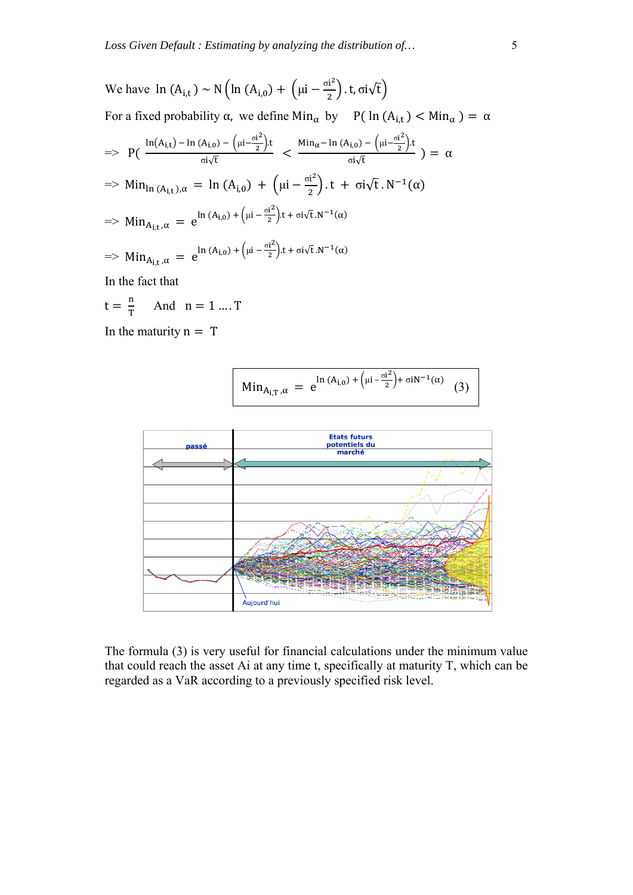We have $\ln(A_{i,t}) \sim N\left(\ln(A_{i,0}) + \left(\mu i - \frac{\sigma i^2}{2}\right).t, \sigma i\sqrt{t}\right)$

For a fixed probability $\alpha$, we define $Min_\alpha$ by $P(\ln(A_{i,t}) < Min_\alpha) = \alpha$

$$=> P\left(\frac{\ln(A_{i,t}) - \ln(A_{i,0}) - \left(\mu i - \frac{\sigma i^2}{2}\right).t}{\sigma i\sqrt{t}} < \frac{Min_\alpha - \ln(A_{i,0}) - \left(\mu i - \frac{\sigma i^2}{2}\right).t}{\sigma i\sqrt{t}}\right) = \alpha$$

$$=> Min_{\ln(A_{i,t}),\alpha} = \ln(A_{i,0}) + \left(\mu i - \frac{\sigma i^2}{2}\right).t + \sigma i\sqrt{t}.N^{-1}(\alpha)$$

$$=> Min_{A_{i,t},\alpha} = e^{\ln(A_{i,0}) + \left(\mu i - \frac{\sigma i^2}{2}\right).t + \sigma i\sqrt{t}.N^{-1}(\alpha)}$$

$$=> Min_{A_{i,t},\alpha} = e^{\ln(A_{i,0}) + \left(\mu i - \frac{\sigma i^2}{2}\right).t + \sigma i\sqrt{t}.N^{-1}(\alpha)}$$

In the fact that

$t = \frac{n}{T}$ And $n = 1 \ldots. T$

In the maturity $n = T$

$$Min_{A_{i,T},\alpha} = e^{\ln(A_{i,0}) + \left(\mu i - \frac{\sigma i^2}{2}\right) + \sigma i N^{-1}(\alpha)} \quad (3)$$

The formula (3) is very useful for financial calculations under the minimum value that could reach the asset Ai at any time t, specifically at maturity T, which can be regarded as a VaR according to a previously specified risk level.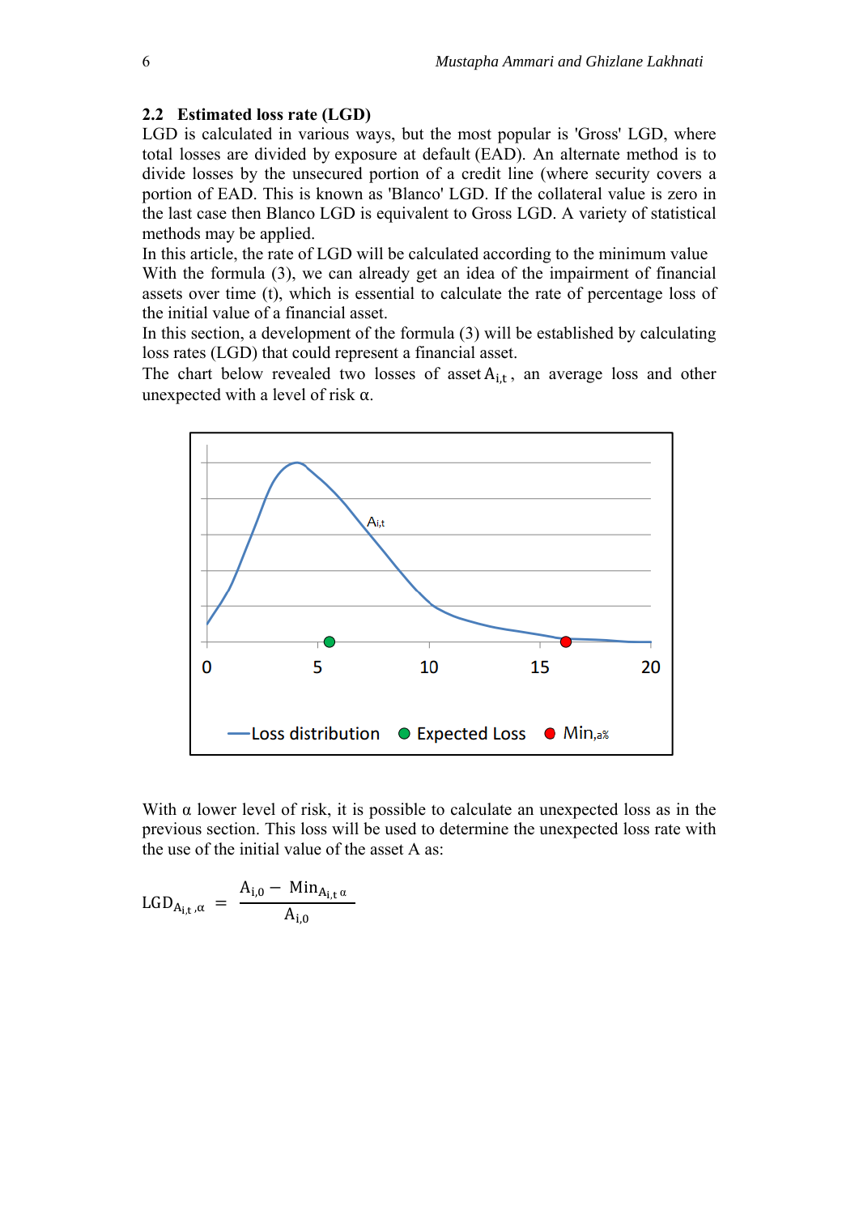### 2.2 Estimated loss rate (LGD)

LGD is calculated in various ways, but the most popular is 'Gross' LGD, where total losses are divided by exposure at default (EAD). An alternate method is to divide losses by the unsecured portion of a credit line (where security covers a portion of EAD. This is known as 'Blanco' LGD. If the collateral value is zero in the last case then Blanco LGD is equivalent to Gross LGD. A variety of statistical methods may be applied.

In this article, the rate of LGD will be calculated according to the minimum value With the formula (3), we can already get an idea of the impairment of financial assets over time (t), which is essential to calculate the rate of percentage loss of the initial value of a financial asset.

In this section, a development of the formula (3) will be established by calculating loss rates (LGD) that could represent a financial asset.

The chart below revealed two losses of asset $A_{i,t}$, an average loss and other unexpected with a level of risk α.

With α lower level of risk, it is possible to calculate an unexpected loss as in the previous section. This loss will be used to determine the unexpected loss rate with the use of the initial value of the asset A as:

$$LGD_{A_{i,t},\alpha} = \frac{A_{i,0} - Min_{A_{i,t}\,\alpha}}{A_{i,0}}$$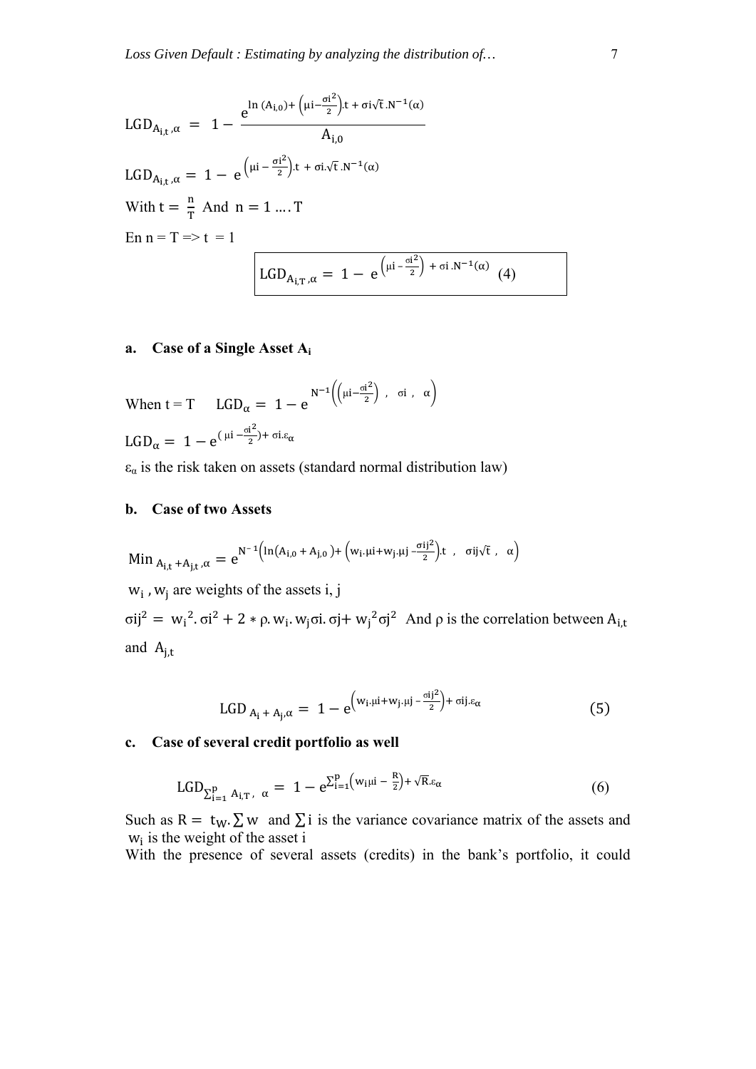$$\mathrm{LGD}_{A_{i,t},\alpha} = 1 - \frac{e^{\ln(A_{i,0}) + \left(\mu i - \frac{\sigma i^2}{2}\right).t + \sigma i\sqrt{t}.N^{-1}(\alpha)}}{A_{i,0}}$$

$$\mathrm{LGD}_{A_{i,t},\alpha} = 1 - e^{\left(\mu i - \frac{\sigma i^2}{2}\right).t + \sigma i.\sqrt{t}.N^{-1}(\alpha)}$$

With $t = \frac{n}{T}$ And $n = 1 \ldots. T$

En n = T => t = 1

$$\boxed{\mathrm{LGD}_{A_{i,T},\alpha} = 1 - e^{\left(\mu i - \frac{\sigma i^2}{2}\right) + \sigma i.N^{-1}(\alpha)} \quad (4)}$$

**a. Case of a Single Asset $A_i$**

When t = T $\quad \mathrm{LGD}_{\alpha} = 1 - e^{N^{-1}\left(\left(\mu i - \frac{\sigma i^2}{2}\right),\ \sigma i,\ \alpha\right)}$

$$\mathrm{LGD}_{\alpha} = 1 - e^{\left(\mu i - \frac{\sigma i^2}{2}\right) + \sigma i.\varepsilon_{\alpha}}$$

$\varepsilon_{\alpha}$ is the risk taken on assets (standard normal distribution law)

**b. Case of two Assets**

$$\mathrm{Min}_{A_{i,t} + A_{j,t},\alpha} = e^{N^{-1}\left(\ln(A_{i,0} + A_{j,0}) + \left(w_i.\mu i + w_j.\mu j - \frac{\sigma ij^2}{2}\right).t,\ \sigma ij\sqrt{t},\ \alpha\right)}$$

$w_i$ , $w_j$ are weights of the assets i, j

$\sigma ij^2 = w_i^2.\sigma i^2 + 2 * \rho.w_i.w_j\sigma i.\sigma j + w_j^2\sigma j^2$ And $\rho$ is the correlation between $A_{i,t}$ and $A_{j,t}$

$$\mathrm{LGD}_{A_i + A_j,\alpha} = 1 - e^{\left(w_i.\mu i + w_j.\mu j - \frac{\sigma ij^2}{2}\right) + \sigma ij.\varepsilon_{\alpha}} \quad (5)$$

**c. Case of several credit portfolio as well**

$$\mathrm{LGD}_{\sum_{i=1}^{p} A_{i,T},\ \alpha} = 1 - e^{\sum_{i=1}^{p}\left(w_i\mu i - \frac{R}{2}\right) + \sqrt{R}.\varepsilon_{\alpha}} \quad (6)$$

Such as $R = t_W.\sum w$ and $\sum i$ is the variance covariance matrix of the assets and $w_i$ is the weight of the asset i

With the presence of several assets (credits) in the bank's portfolio, it could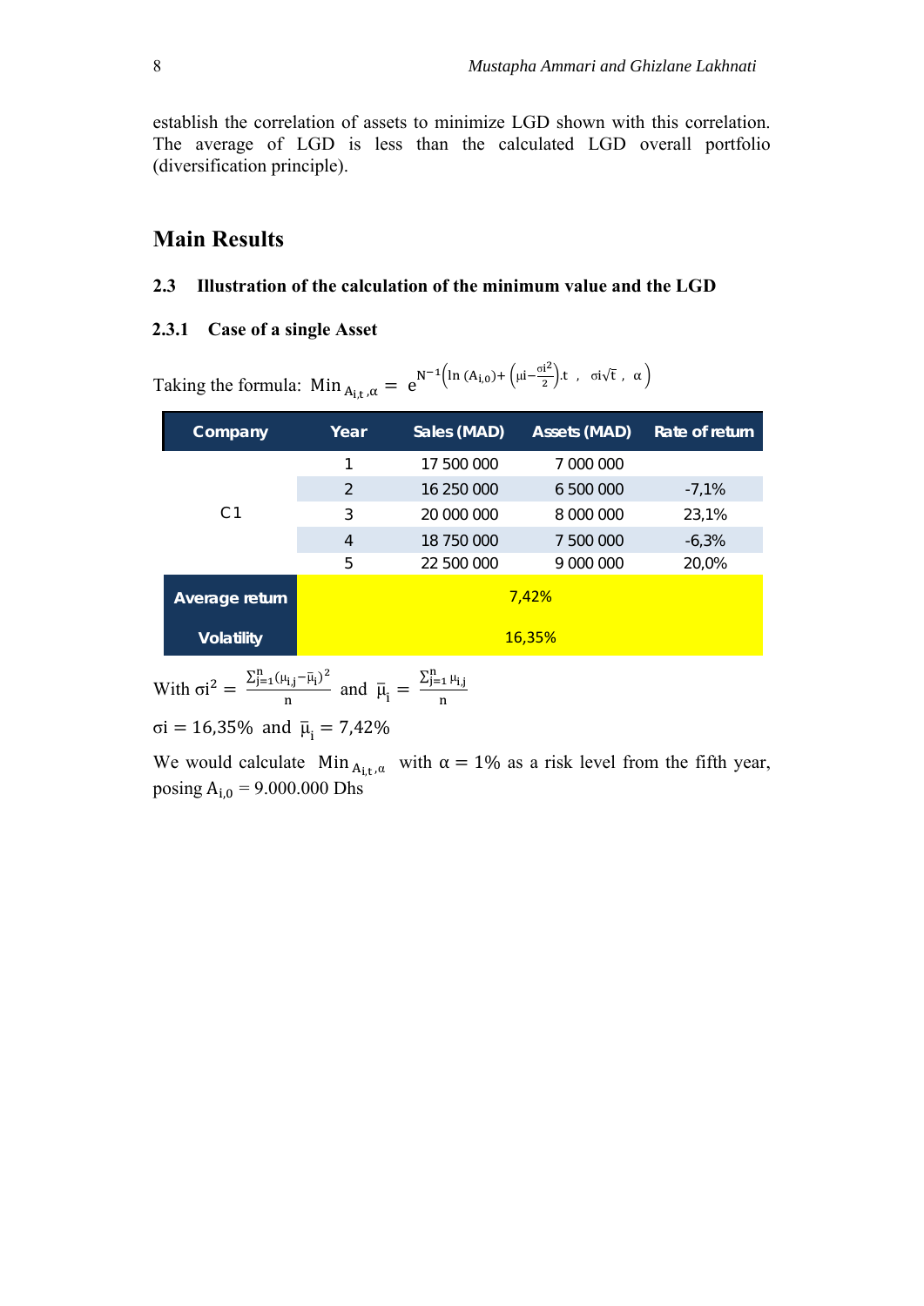establish the correlation of assets to minimize LGD shown with this correlation. The average of LGD is less than the calculated LGD overall portfolio (diversification principle).

## Main Results

### 2.3 Illustration of the calculation of the minimum value and the LGD

#### 2.3.1 Case of a single Asset

Taking the formula: $\text{Min}_{A_{i,t},\alpha} = e^{N^{-1}\left(\ln(A_{i,0}) + \left(\mu i - \frac{\sigma i^2}{2}\right).t \ , \ \sigma i\sqrt{t} \ , \ \alpha\right)}$

| Company | Year | Sales (MAD) | Assets (MAD) | Rate of return |
|---|---|---|---|---|
| C1 | 1 | 17 500 000 | 7 000 000 | |
| | 2 | 16 250 000 | 6 500 000 | -7,1% |
| | 3 | 20 000 000 | 8 000 000 | 23,1% |
| | 4 | 18 750 000 | 7 500 000 | -6,3% |
| | 5 | 22 500 000 | 9 000 000 | 20,0% |
| Average return | 7,42% | | | |
| Volatility | 16,35% | | | |

With $\sigma i^2 = \frac{\sum_{j=1}^{n}(\mu_{i,j} - \bar{\mu}_i)^2}{n}$ and $\bar{\mu}_i = \frac{\sum_{j=1}^{n}\mu_{i,j}}{n}$

$\sigma i = 16{,}35\%$ and $\bar{\mu}_i = 7{,}42\%$

We would calculate $\text{Min}_{A_{i,t},\alpha}$ with $\alpha = 1\%$ as a risk level from the fifth year, posing $A_{i,0} = 9.000.000$ Dhs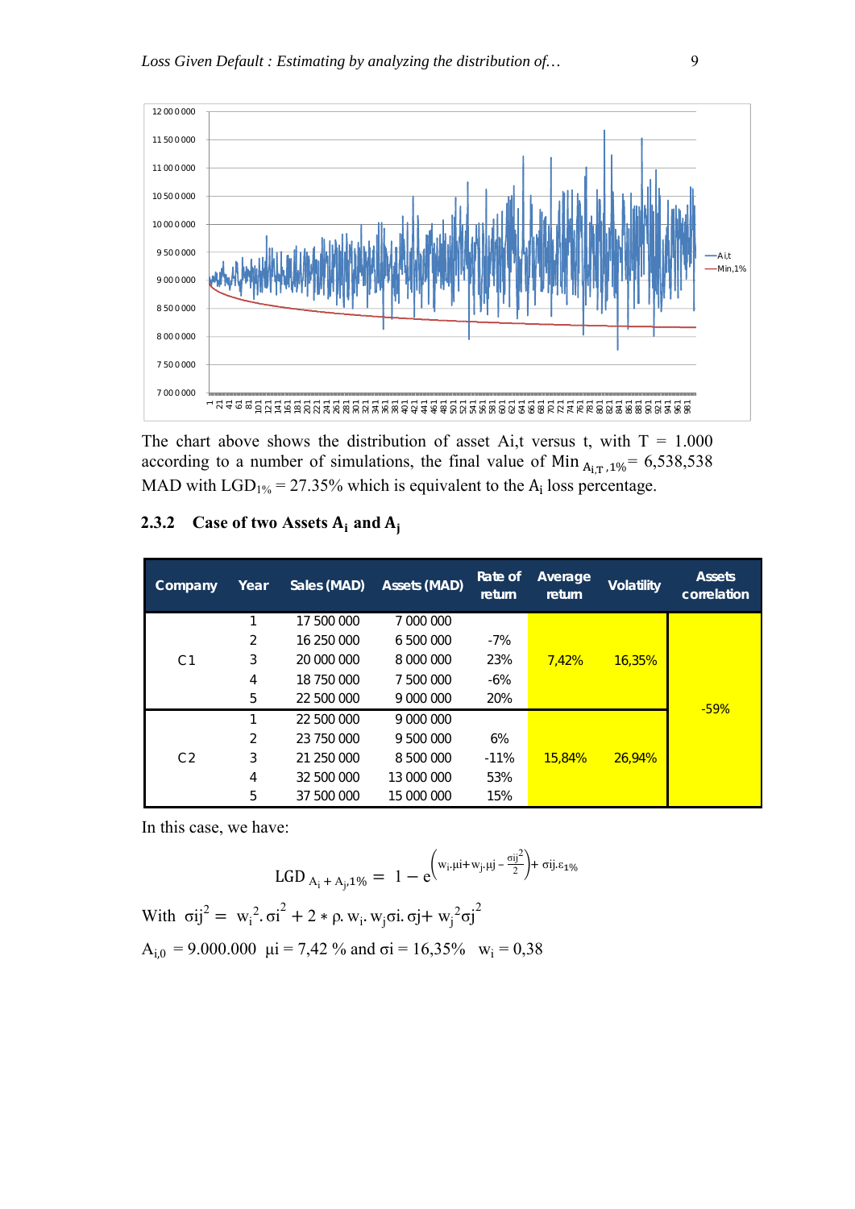The chart above shows the distribution of asset Ai,t versus t, with T = 1.000 according to a number of simulations, the final value of Min $_{A_{i,T},1\%}$ = 6,538,538 MAD with $LGD_{1\%}$ = 27.35% which is equivalent to the $A_i$ loss percentage.

### 2.3.2 Case of two Assets $A_i$ and $A_j$

| Company | Year | Sales (MAD) | Assets (MAD) | Rate of return | Average return | Volatility | Assets correlation |
|---|---|---|---|---|---|---|---|
| C1 | 1 | 17 500 000 | 7 000 000 | | 7,42% | 16,35% | -59% |
| | 2 | 16 250 000 | 6 500 000 | -7% | | | |
| | 3 | 20 000 000 | 8 000 000 | 23% | | | |
| | 4 | 18 750 000 | 7 500 000 | -6% | | | |
| | 5 | 22 500 000 | 9 000 000 | 20% | | | |
| C2 | 1 | 22 500 000 | 9 000 000 | | 15,84% | 26,94% | |
| | 2 | 23 750 000 | 9 500 000 | 6% | | | |
| | 3 | 21 250 000 | 8 500 000 | -11% | | | |
| | 4 | 32 500 000 | 13 000 000 | 53% | | | |
| | 5 | 37 500 000 | 15 000 000 | 15% | | | |

In this case, we have:

$$LGD_{A_i + A_j,1\%} = 1 - e^{\left(w_i.\mu i + w_j.\mu j - \frac{\sigma ij^2}{2}\right) + \sigma ij.\varepsilon_{1\%}}$$

With $\sigma ij^2 = w_i^2.\sigma i^2 + 2 * \rho.w_i.w_j\sigma i.\sigma j + w_j^2\sigma j^2$

$A_{i,0}$ = 9.000.000 $\mu i$ = 7,42 % and $\sigma i$ = 16,35% $w_i$ = 0,38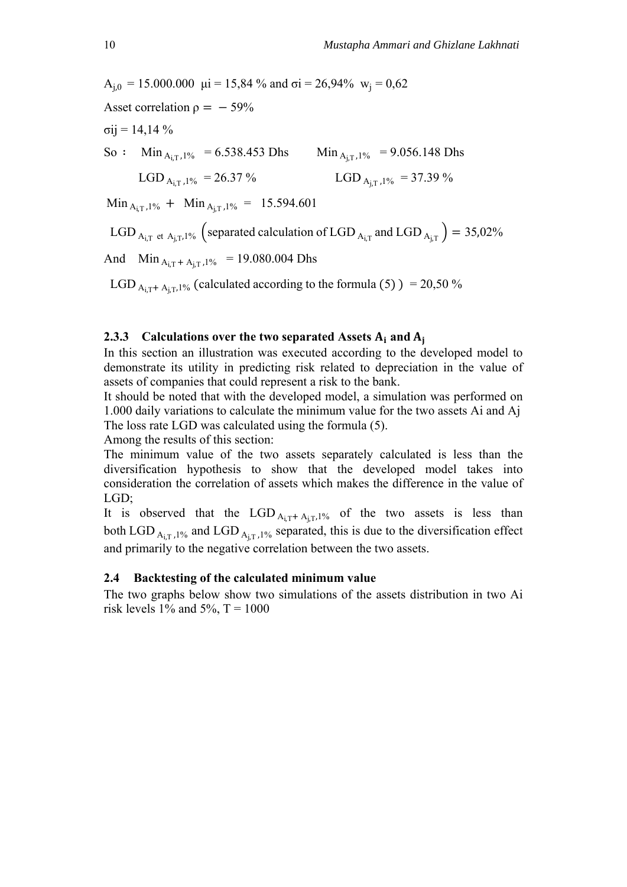$A_{j,0}$ = 15.000.000 $\mu i$ = 15,84 % and $\sigma i$ = 26,94% $w_j$ = 0,62

Asset correlation $\rho = -59\%$

$\sigma ij$ = 14,14 %

So : $\text{Min}_{A_{i,T},1\%}$ = 6.538.453 Dhs $\text{Min}_{A_{j,T},1\%}$ = 9.056.148 Dhs

$\text{LGD}_{A_{i,T},1\%}$ = 26.37 % $\text{LGD}_{A_{j,T},1\%}$ = 37.39 %

$\text{Min}_{A_{i,T},1\%} + \text{Min}_{A_{j,T},1\%}$ = 15.594.601

$\text{LGD}_{A_{i,T} \text{ et } A_{j,T},1\%}$ (separated calculation of $\text{LGD}_{A_{i,T}}$ and $\text{LGD}_{A_{j,T}}$) = 35,02%

And $\text{Min}_{A_{i,T}+A_{j,T},1\%}$ = 19.080.004 Dhs

$\text{LGD}_{A_{i,T}+A_{j,T},1\%}$ (calculated according to the formula (5) ) = 20,50 %

### 2.3.3 Calculations over the two separated Assets $A_i$ and $A_j$

In this section an illustration was executed according to the developed model to demonstrate its utility in predicting risk related to depreciation in the value of assets of companies that could represent a risk to the bank.

It should be noted that with the developed model, a simulation was performed on 1.000 daily variations to calculate the minimum value for the two assets Ai and Aj

The loss rate LGD was calculated using the formula (5).

Among the results of this section:

The minimum value of the two assets separately calculated is less than the diversification hypothesis to show that the developed model takes into consideration the correlation of assets which makes the difference in the value of LGD;

It is observed that the $\text{LGD}_{A_{i,T}+A_{j,T},1\%}$ of the two assets is less than both $\text{LGD}_{A_{i,T},1\%}$ and $\text{LGD}_{A_{j,T},1\%}$ separated, this is due to the diversification effect and primarily to the negative correlation between the two assets.

## 2.4 Backtesting of the calculated minimum value

The two graphs below show two simulations of the assets distribution in two Ai risk levels 1% and 5%, T = 1000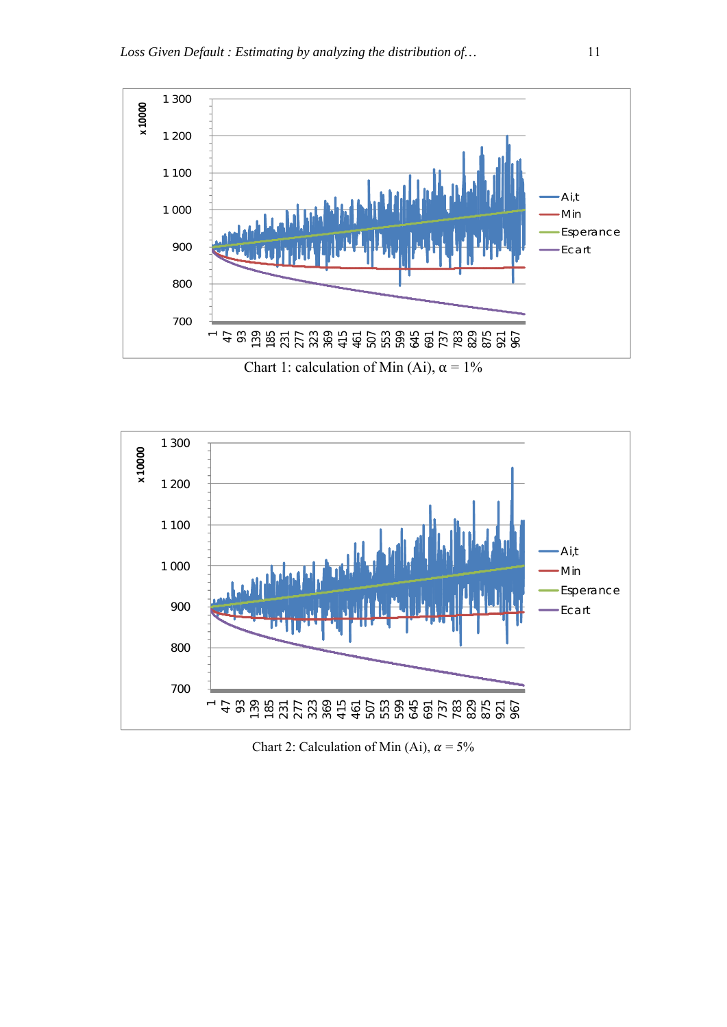Chart 1: calculation of Min (Ai), α = 1%

Chart 2: Calculation of Min (Ai), $\alpha$ = 5%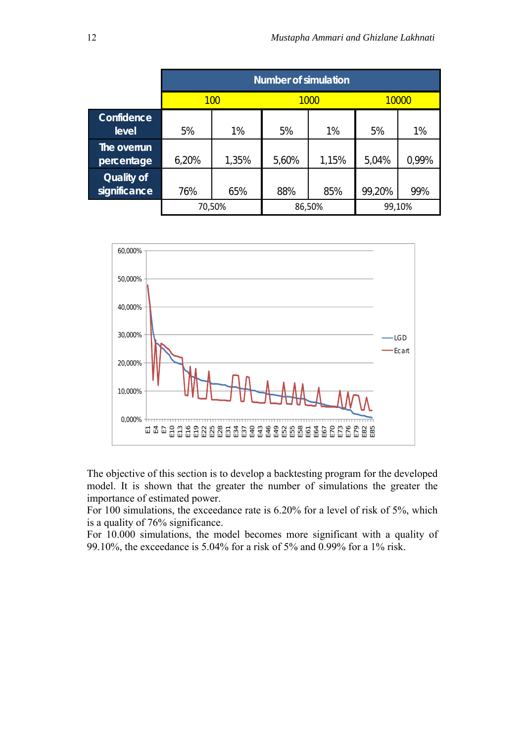| | Number of simulation | | | | | |
|---|---|---|---|---|---|---|
| | 100 | | 1000 | | 10000 | |
| **Confidence level** | 5% | 1% | 5% | 1% | 5% | 1% |
| **The overrun percentage** | 6,20% | 1,35% | 5,60% | 1,15% | 5,04% | 0,99% |
| **Quality of significance** | 76% | 65% | 88% | 85% | 99,20% | 99% |
| | 70,50% | | 86,50% | | 99,10% | |

The objective of this section is to develop a backtesting program for the developed model. It is shown that the greater the number of simulations the greater the importance of estimated power.

For 100 simulations, the exceedance rate is 6.20% for a level of risk of 5%, which is a quality of 76% significance.

For 10.000 simulations, the model becomes more significant with a quality of 99.10%, the exceedance is 5.04% for a risk of 5% and 0.99% for a 1% risk.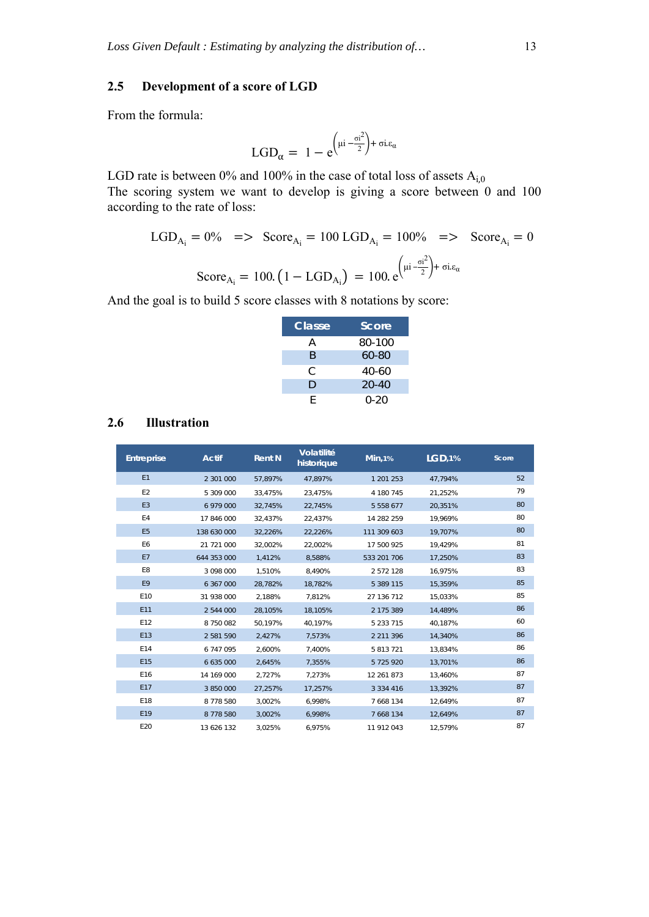## 2.5 Development of a score of LGD

From the formula:

$$\mathrm{LGD}_\alpha = 1 - e^{\left(\mu i - \frac{\sigma i^2}{2}\right) + \sigma i.\varepsilon_\alpha}$$

LGD rate is between 0% and 100% in the case of total loss of assets $A_{i,0}$
The scoring system we want to develop is giving a score between 0 and 100 according to the rate of loss:

$$\mathrm{LGD}_{A_i} = 0\% \quad => \quad \mathrm{Score}_{A_i} = 100 \ \mathrm{LGD}_{A_i} = 100\% \quad => \quad \mathrm{Score}_{A_i} = 0$$

$$\mathrm{Score}_{A_i} = 100.\left(1 - \mathrm{LGD}_{A_i}\right) = 100.\, e^{\left(\mu i - \frac{\sigma i^2}{2}\right) + \sigma i.\varepsilon_\alpha}$$

And the goal is to build 5 score classes with 8 notations by score:

| Classe | Score |
|---|---|
| A | 80-100 |
| B | 60-80 |
| C | 40-60 |
| D | 20-40 |
| E | 0-20 |

## 2.6 Illustration

| Entreprise | Actif | Rent N | Volatilité historique | Min,1% | LGD,1% | Score |
|---|---|---|---|---|---|---|
| E1 | 2 301 000 | 57,897% | 47,897% | 1 201 253 | 47,794% | 52 |
| E2 | 5 309 000 | 33,475% | 23,475% | 4 180 745 | 21,252% | 79 |
| E3 | 6 979 000 | 32,745% | 22,745% | 5 558 677 | 20,351% | 80 |
| E4 | 17 846 000 | 32,437% | 22,437% | 14 282 259 | 19,969% | 80 |
| E5 | 138 630 000 | 32,226% | 22,226% | 111 309 603 | 19,707% | 80 |
| E6 | 21 721 000 | 32,002% | 22,002% | 17 500 925 | 19,429% | 81 |
| E7 | 644 353 000 | 1,412% | 8,588% | 533 201 706 | 17,250% | 83 |
| E8 | 3 098 000 | 1,510% | 8,490% | 2 572 128 | 16,975% | 83 |
| E9 | 6 367 000 | 28,782% | 18,782% | 5 389 115 | 15,359% | 85 |
| E10 | 31 938 000 | 2,188% | 7,812% | 27 136 712 | 15,033% | 85 |
| E11 | 2 544 000 | 28,105% | 18,105% | 2 175 389 | 14,489% | 86 |
| E12 | 8 750 082 | 50,197% | 40,197% | 5 233 715 | 40,187% | 60 |
| E13 | 2 581 590 | 2,427% | 7,573% | 2 211 396 | 14,340% | 86 |
| E14 | 6 747 095 | 2,600% | 7,400% | 5 813 721 | 13,834% | 86 |
| E15 | 6 635 000 | 2,645% | 7,355% | 5 725 920 | 13,701% | 86 |
| E16 | 14 169 000 | 2,727% | 7,273% | 12 261 873 | 13,460% | 87 |
| E17 | 3 850 000 | 27,257% | 17,257% | 3 334 416 | 13,392% | 87 |
| E18 | 8 778 580 | 3,002% | 6,998% | 7 668 134 | 12,649% | 87 |
| E19 | 8 778 580 | 3,002% | 6,998% | 7 668 134 | 12,649% | 87 |
| E20 | 13 626 132 | 3,025% | 6,975% | 11 912 043 | 12,579% | 87 |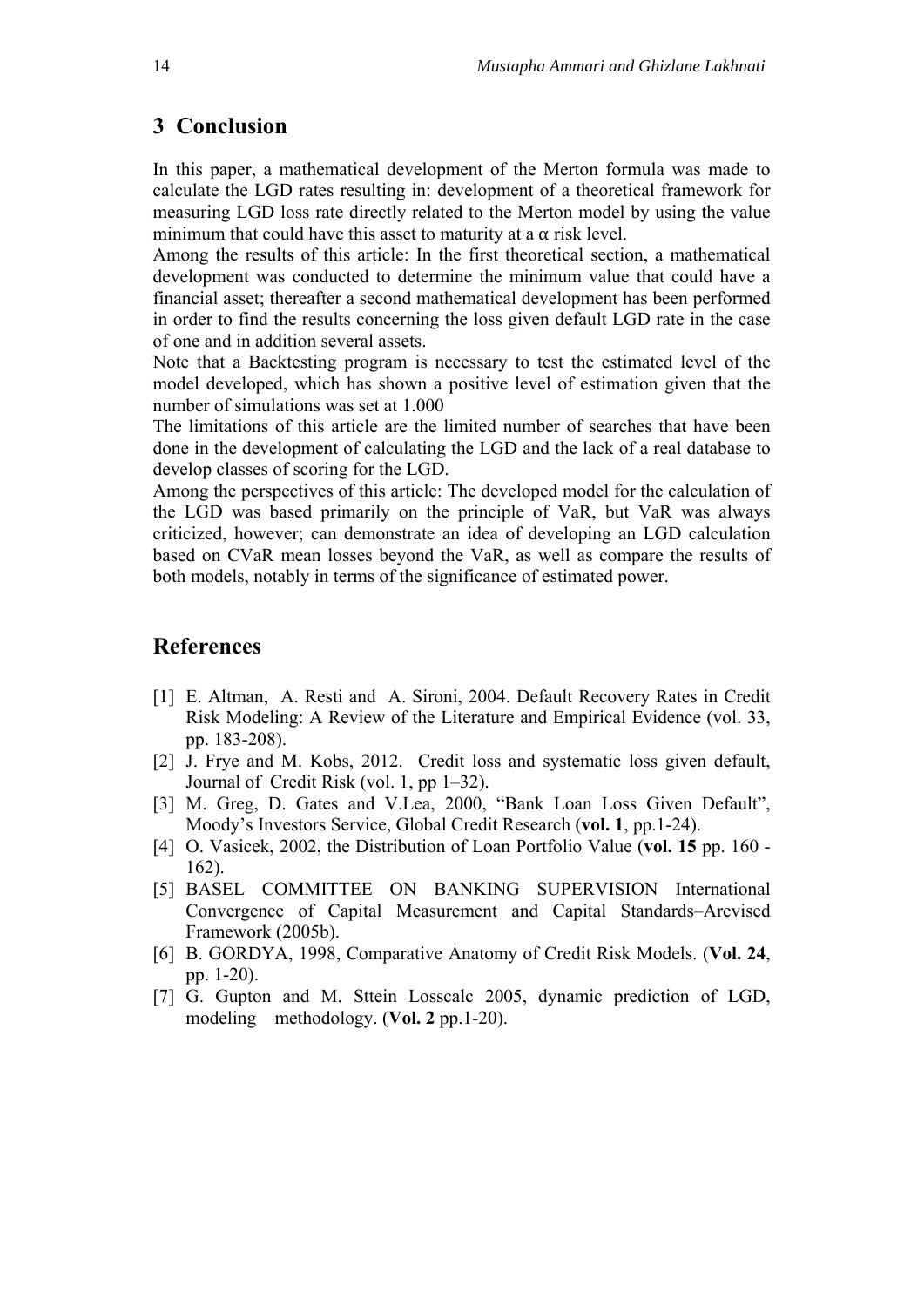## 3 Conclusion

In this paper, a mathematical development of the Merton formula was made to calculate the LGD rates resulting in: development of a theoretical framework for measuring LGD loss rate directly related to the Merton model by using the value minimum that could have this asset to maturity at a $\alpha$ risk level.
Among the results of this article: In the first theoretical section, a mathematical development was conducted to determine the minimum value that could have a financial asset; thereafter a second mathematical development has been performed in order to find the results concerning the loss given default LGD rate in the case of one and in addition several assets.
Note that a Backtesting program is necessary to test the estimated level of the model developed, which has shown a positive level of estimation given that the number of simulations was set at 1.000
The limitations of this article are the limited number of searches that have been done in the development of calculating the LGD and the lack of a real database to develop classes of scoring for the LGD.
Among the perspectives of this article: The developed model for the calculation of the LGD was based primarily on the principle of VaR, but VaR was always criticized, however; can demonstrate an idea of developing an LGD calculation based on CVaR mean losses beyond the VaR, as well as compare the results of both models, notably in terms of the significance of estimated power.

## References

[1] E. Altman, A. Resti and A. Sironi, 2004. Default Recovery Rates in Credit Risk Modeling: A Review of the Literature and Empirical Evidence (vol. 33, pp. 183-208).

[2] J. Frye and M. Kobs, 2012. Credit loss and systematic loss given default, Journal of Credit Risk (vol. 1, pp 1–32).

[3] M. Greg, D. Gates and V.Lea, 2000, "Bank Loan Loss Given Default", Moody's Investors Service, Global Credit Research (**vol. 1**, pp.1-24).

[4] O. Vasicek, 2002, the Distribution of Loan Portfolio Value (**vol. 15** pp. 160 - 162).

[5] BASEL COMMITTEE ON BANKING SUPERVISION International Convergence of Capital Measurement and Capital Standards–Arevised Framework (2005b).

[6] B. GORDYA, 1998, Comparative Anatomy of Credit Risk Models. (**Vol. 24**, pp. 1-20).

[7] G. Gupton and M. Sttein Losscalc 2005, dynamic prediction of LGD, modeling methodology. (**Vol. 2** pp.1-20).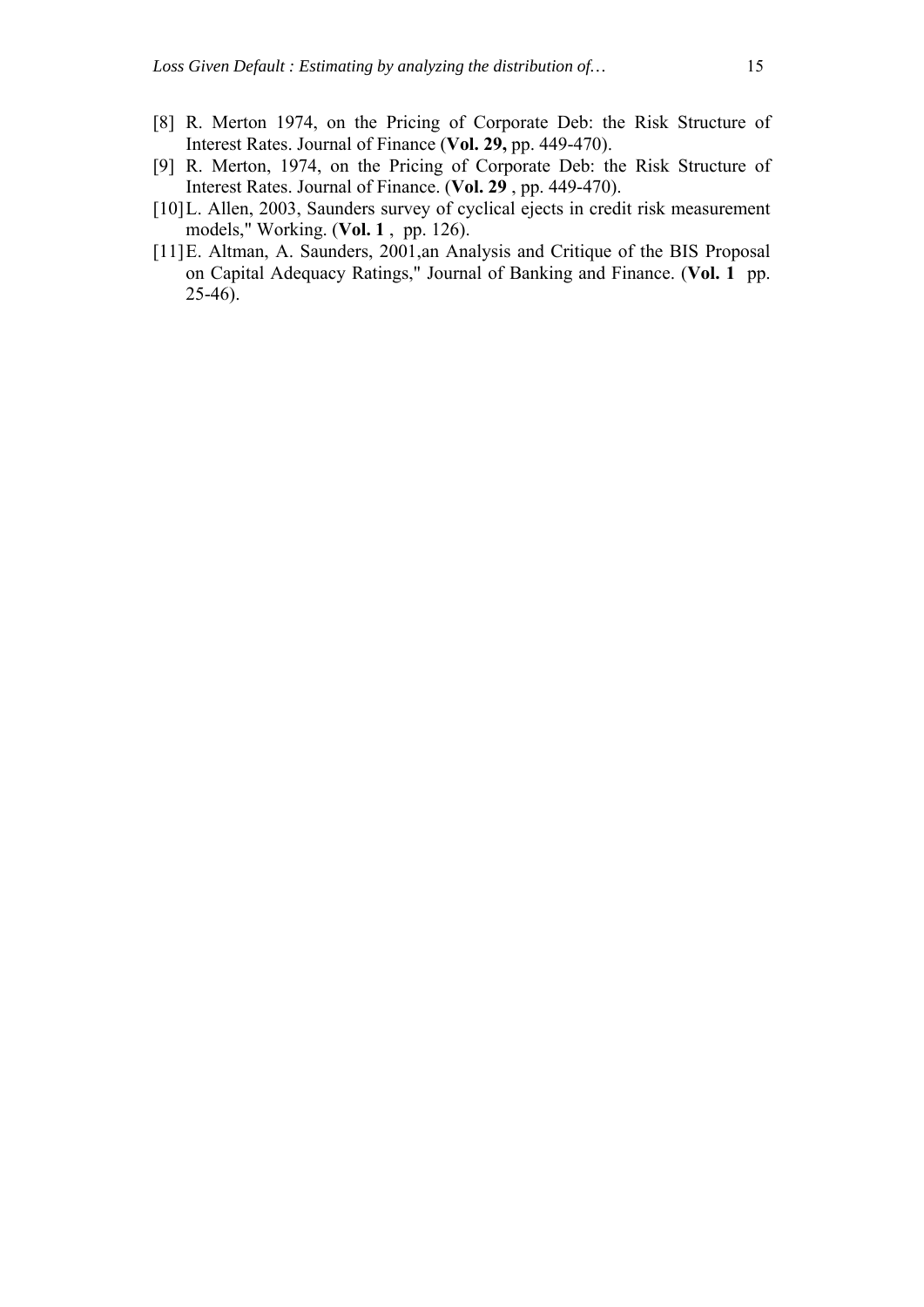[8] R. Merton 1974, on the Pricing of Corporate Deb: the Risk Structure of Interest Rates. Journal of Finance (**Vol. 29,** pp. 449-470).

[9] R. Merton, 1974, on the Pricing of Corporate Deb: the Risk Structure of Interest Rates. Journal of Finance. (**Vol. 29** , pp. 449-470).

[10] L. Allen, 2003, Saunders survey of cyclical ejects in credit risk measurement models," Working. (**Vol. 1** , pp. 126).

[11] E. Altman, A. Saunders, 2001,an Analysis and Critique of the BIS Proposal on Capital Adequacy Ratings," Journal of Banking and Finance. (**Vol. 1** pp. 25-46).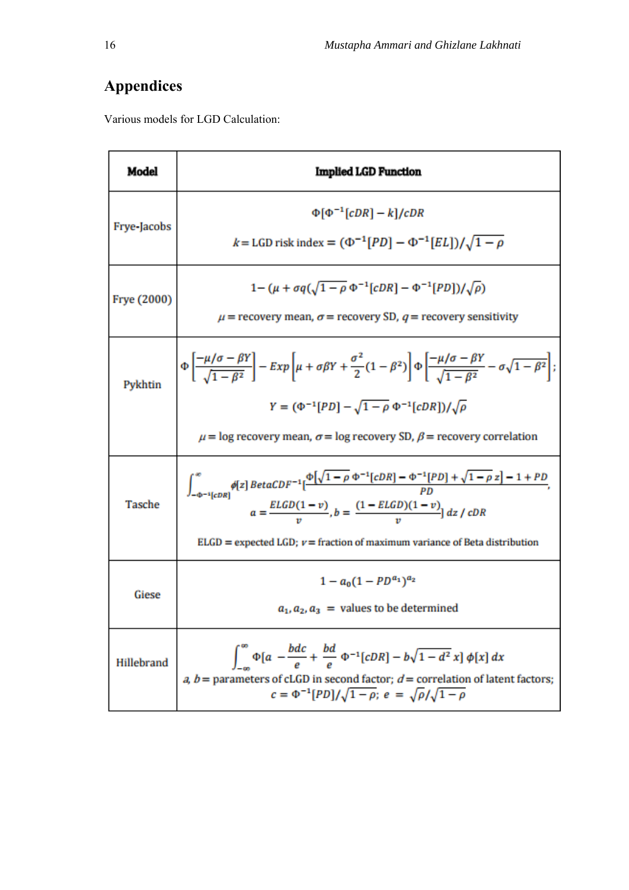## Appendices

Various models for LGD Calculation:

| Model | Implied LGD Function |
|---|---|
| Frye-Jacobs | $\Phi[\Phi^{-1}[cDR] - k]/cDR$ <br> $k =$ LGD risk index $= (\Phi^{-1}[PD] - \Phi^{-1}[EL])/\sqrt{1-\rho}$ |
| Frye (2000) | $1 - (\mu + \sigma q(\sqrt{1-\rho}\,\Phi^{-1}[cDR] - \Phi^{-1}[PD])/\sqrt{\rho})$ <br> $\mu =$ recovery mean, $\sigma =$ recovery SD, $q =$ recovery sensitivity |
| Pykhtin | $\Phi\left[\frac{-\mu/\sigma - \beta Y}{\sqrt{1-\beta^2}}\right] - Exp\left[\mu + \sigma\beta Y + \frac{\sigma^2}{2}(1-\beta^2)\right]\Phi\left[\frac{-\mu/\sigma - \beta Y}{\sqrt{1-\beta^2}} - \sigma\sqrt{1-\beta^2}\right];$ <br> $Y = (\Phi^{-1}[PD] - \sqrt{1-\rho}\,\Phi^{-1}[cDR])/\sqrt{\rho}$ <br> $\mu =$ log recovery mean, $\sigma =$ log recovery SD, $\beta =$ recovery correlation |
| Tasche | $\int_{-\Phi^{-1}[cDR]}^{\infty} \phi[z]\, BetaCDF^{-1}[\frac{\Phi[\sqrt{1-\rho}\,\Phi^{-1}[cDR] - \Phi^{-1}[PD] + \sqrt{1-\rho}\,z] - 1 + PD}{PD},$ <br> $a = \frac{ELGD(1-v)}{v}, b = \frac{(1-ELGD)(1-v)}{v}]\, dz\, /\, cDR$ <br> ELGD = expected LGD; $v =$ fraction of maximum variance of Beta distribution |
| Giese | $1 - a_0(1 - PD^{a_1})^{a_2}$ <br> $a_1, a_2, a_3 =$ values to be determined |
| Hillebrand | $\int_{-\infty}^{\infty} \Phi[a - \frac{bdc}{e} + \frac{bd}{e}\Phi^{-1}[cDR] - b\sqrt{1-d^2}\,x]\,\phi[x]\,dx$ <br> $a, b =$ parameters of cLGD in second factor; $d =$ correlation of latent factors; <br> $c = \Phi^{-1}[PD]/\sqrt{1-\rho};\ e = \sqrt{\rho}/\sqrt{1-\rho}$ |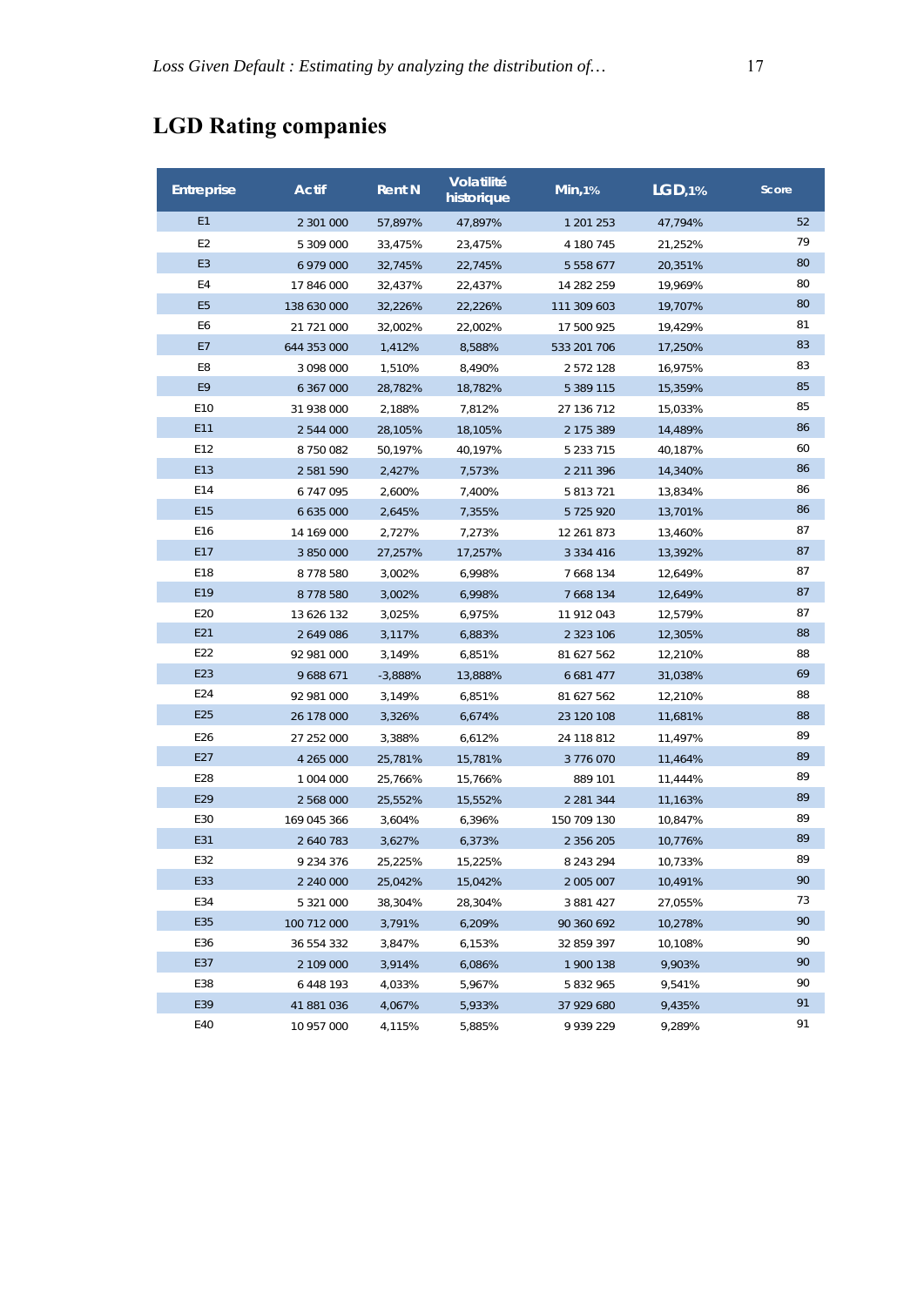## LGD Rating companies

| Entreprise | Actif | Rent N | Volatilité historique | Min,1% | LGD,1% | Score |
|---|---|---|---|---|---|---|
| E1 | 2 301 000 | 57,897% | 47,897% | 1 201 253 | 47,794% | 52 |
| E2 | 5 309 000 | 33,475% | 23,475% | 4 180 745 | 21,252% | 79 |
| E3 | 6 979 000 | 32,745% | 22,745% | 5 558 677 | 20,351% | 80 |
| E4 | 17 846 000 | 32,437% | 22,437% | 14 282 259 | 19,969% | 80 |
| E5 | 138 630 000 | 32,226% | 22,226% | 111 309 603 | 19,707% | 80 |
| E6 | 21 721 000 | 32,002% | 22,002% | 17 500 925 | 19,429% | 81 |
| E7 | 644 353 000 | 1,412% | 8,588% | 533 201 706 | 17,250% | 83 |
| E8 | 3 098 000 | 1,510% | 8,490% | 2 572 128 | 16,975% | 83 |
| E9 | 6 367 000 | 28,782% | 18,782% | 5 389 115 | 15,359% | 85 |
| E10 | 31 938 000 | 2,188% | 7,812% | 27 136 712 | 15,033% | 85 |
| E11 | 2 544 000 | 28,105% | 18,105% | 2 175 389 | 14,489% | 86 |
| E12 | 8 750 082 | 50,197% | 40,197% | 5 233 715 | 40,187% | 60 |
| E13 | 2 581 590 | 2,427% | 7,573% | 2 211 396 | 14,340% | 86 |
| E14 | 6 747 095 | 2,600% | 7,400% | 5 813 721 | 13,834% | 86 |
| E15 | 6 635 000 | 2,645% | 7,355% | 5 725 920 | 13,701% | 86 |
| E16 | 14 169 000 | 2,727% | 7,273% | 12 261 873 | 13,460% | 87 |
| E17 | 3 850 000 | 27,257% | 17,257% | 3 334 416 | 13,392% | 87 |
| E18 | 8 778 580 | 3,002% | 6,998% | 7 668 134 | 12,649% | 87 |
| E19 | 8 778 580 | 3,002% | 6,998% | 7 668 134 | 12,649% | 87 |
| E20 | 13 626 132 | 3,025% | 6,975% | 11 912 043 | 12,579% | 87 |
| E21 | 2 649 086 | 3,117% | 6,883% | 2 323 106 | 12,305% | 88 |
| E22 | 92 981 000 | 3,149% | 6,851% | 81 627 562 | 12,210% | 88 |
| E23 | 9 688 671 | -3,888% | 13,888% | 6 681 477 | 31,038% | 69 |
| E24 | 92 981 000 | 3,149% | 6,851% | 81 627 562 | 12,210% | 88 |
| E25 | 26 178 000 | 3,326% | 6,674% | 23 120 108 | 11,681% | 88 |
| E26 | 27 252 000 | 3,388% | 6,612% | 24 118 812 | 11,497% | 89 |
| E27 | 4 265 000 | 25,781% | 15,781% | 3 776 070 | 11,464% | 89 |
| E28 | 1 004 000 | 25,766% | 15,766% | 889 101 | 11,444% | 89 |
| E29 | 2 568 000 | 25,552% | 15,552% | 2 281 344 | 11,163% | 89 |
| E30 | 169 045 366 | 3,604% | 6,396% | 150 709 130 | 10,847% | 89 |
| E31 | 2 640 783 | 3,627% | 6,373% | 2 356 205 | 10,776% | 89 |
| E32 | 9 234 376 | 25,225% | 15,225% | 8 243 294 | 10,733% | 89 |
| E33 | 2 240 000 | 25,042% | 15,042% | 2 005 007 | 10,491% | 90 |
| E34 | 5 321 000 | 38,304% | 28,304% | 3 881 427 | 27,055% | 73 |
| E35 | 100 712 000 | 3,791% | 6,209% | 90 360 692 | 10,278% | 90 |
| E36 | 36 554 332 | 3,847% | 6,153% | 32 859 397 | 10,108% | 90 |
| E37 | 2 109 000 | 3,914% | 6,086% | 1 900 138 | 9,903% | 90 |
| E38 | 6 448 193 | 4,033% | 5,967% | 5 832 965 | 9,541% | 90 |
| E39 | 41 881 036 | 4,067% | 5,933% | 37 929 680 | 9,435% | 91 |
| E40 | 10 957 000 | 4,115% | 5,885% | 9 939 229 | 9,289% | 91 |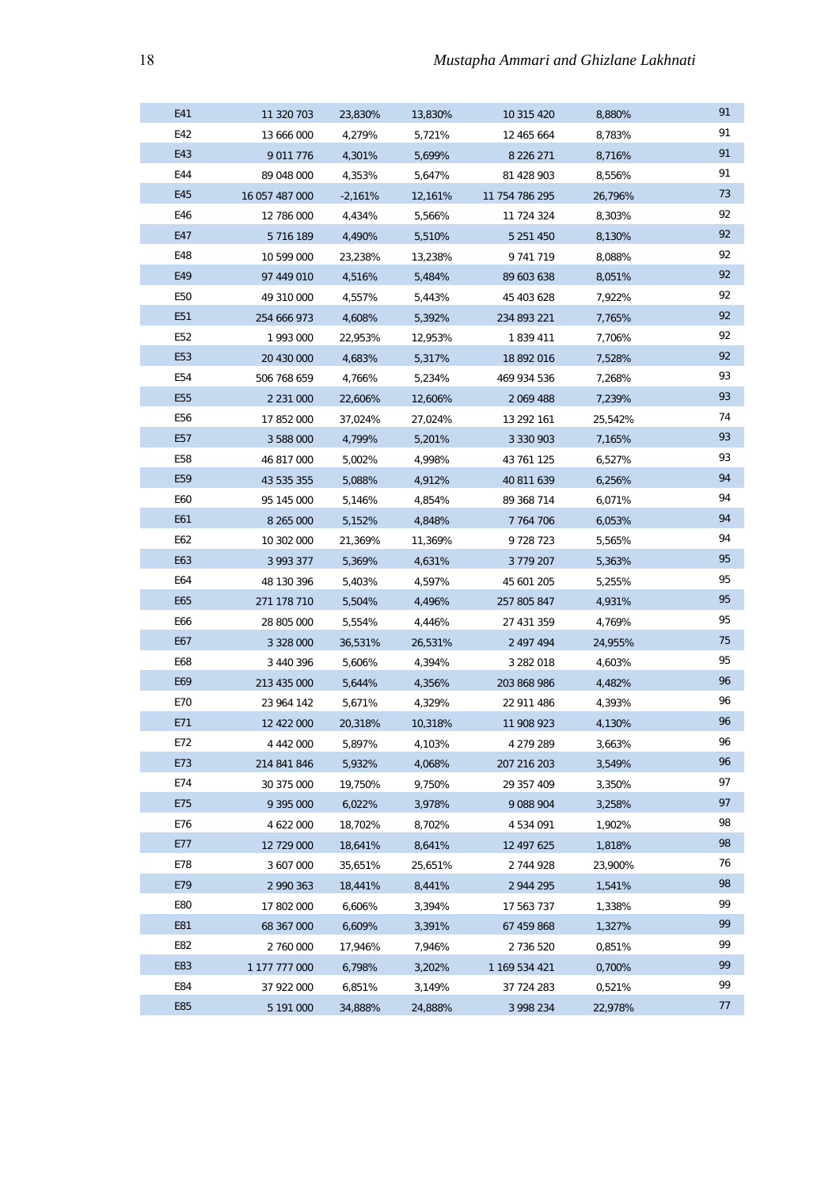| | | | | | | |
|---|---|---|---|---|---|---|
| E41 | 11 320 703 | 23,830% | 13,830% | 10 315 420 | 8,880% | 91 |
| E42 | 13 666 000 | 4,279% | 5,721% | 12 465 664 | 8,783% | 91 |
| E43 | 9 011 776 | 4,301% | 5,699% | 8 226 271 | 8,716% | 91 |
| E44 | 89 048 000 | 4,353% | 5,647% | 81 428 903 | 8,556% | 91 |
| E45 | 16 057 487 000 | -2,161% | 12,161% | 11 754 786 295 | 26,796% | 73 |
| E46 | 12 786 000 | 4,434% | 5,566% | 11 724 324 | 8,303% | 92 |
| E47 | 5 716 189 | 4,490% | 5,510% | 5 251 450 | 8,130% | 92 |
| E48 | 10 599 000 | 23,238% | 13,238% | 9 741 719 | 8,088% | 92 |
| E49 | 97 449 010 | 4,516% | 5,484% | 89 603 638 | 8,051% | 92 |
| E50 | 49 310 000 | 4,557% | 5,443% | 45 403 628 | 7,922% | 92 |
| E51 | 254 666 973 | 4,608% | 5,392% | 234 893 221 | 7,765% | 92 |
| E52 | 1 993 000 | 22,953% | 12,953% | 1 839 411 | 7,706% | 92 |
| E53 | 20 430 000 | 4,683% | 5,317% | 18 892 016 | 7,528% | 92 |
| E54 | 506 768 659 | 4,766% | 5,234% | 469 934 536 | 7,268% | 93 |
| E55 | 2 231 000 | 22,606% | 12,606% | 2 069 488 | 7,239% | 93 |
| E56 | 17 852 000 | 37,024% | 27,024% | 13 292 161 | 25,542% | 74 |
| E57 | 3 588 000 | 4,799% | 5,201% | 3 330 903 | 7,165% | 93 |
| E58 | 46 817 000 | 5,002% | 4,998% | 43 761 125 | 6,527% | 93 |
| E59 | 43 535 355 | 5,088% | 4,912% | 40 811 639 | 6,256% | 94 |
| E60 | 95 145 000 | 5,146% | 4,854% | 89 368 714 | 6,071% | 94 |
| E61 | 8 265 000 | 5,152% | 4,848% | 7 764 706 | 6,053% | 94 |
| E62 | 10 302 000 | 21,369% | 11,369% | 9 728 723 | 5,565% | 94 |
| E63 | 3 993 377 | 5,369% | 4,631% | 3 779 207 | 5,363% | 95 |
| E64 | 48 130 396 | 5,403% | 4,597% | 45 601 205 | 5,255% | 95 |
| E65 | 271 178 710 | 5,504% | 4,496% | 257 805 847 | 4,931% | 95 |
| E66 | 28 805 000 | 5,554% | 4,446% | 27 431 359 | 4,769% | 95 |
| E67 | 3 328 000 | 36,531% | 26,531% | 2 497 494 | 24,955% | 75 |
| E68 | 3 440 396 | 5,606% | 4,394% | 3 282 018 | 4,603% | 95 |
| E69 | 213 435 000 | 5,644% | 4,356% | 203 868 986 | 4,482% | 96 |
| E70 | 23 964 142 | 5,671% | 4,329% | 22 911 486 | 4,393% | 96 |
| E71 | 12 422 000 | 20,318% | 10,318% | 11 908 923 | 4,130% | 96 |
| E72 | 4 442 000 | 5,897% | 4,103% | 4 279 289 | 3,663% | 96 |
| E73 | 214 841 846 | 5,932% | 4,068% | 207 216 203 | 3,549% | 96 |
| E74 | 30 375 000 | 19,750% | 9,750% | 29 357 409 | 3,350% | 97 |
| E75 | 9 395 000 | 6,022% | 3,978% | 9 088 904 | 3,258% | 97 |
| E76 | 4 622 000 | 18,702% | 8,702% | 4 534 091 | 1,902% | 98 |
| E77 | 12 729 000 | 18,641% | 8,641% | 12 497 625 | 1,818% | 98 |
| E78 | 3 607 000 | 35,651% | 25,651% | 2 744 928 | 23,900% | 76 |
| E79 | 2 990 363 | 18,441% | 8,441% | 2 944 295 | 1,541% | 98 |
| E80 | 17 802 000 | 6,606% | 3,394% | 17 563 737 | 1,338% | 99 |
| E81 | 68 367 000 | 6,609% | 3,391% | 67 459 868 | 1,327% | 99 |
| E82 | 2 760 000 | 17,946% | 7,946% | 2 736 520 | 0,851% | 99 |
| E83 | 1 177 777 000 | 6,798% | 3,202% | 1 169 534 421 | 0,700% | 99 |
| E84 | 37 922 000 | 6,851% | 3,149% | 37 724 283 | 0,521% | 99 |
| E85 | 5 191 000 | 34,888% | 24,888% | 3 998 234 | 22,978% | 77 |